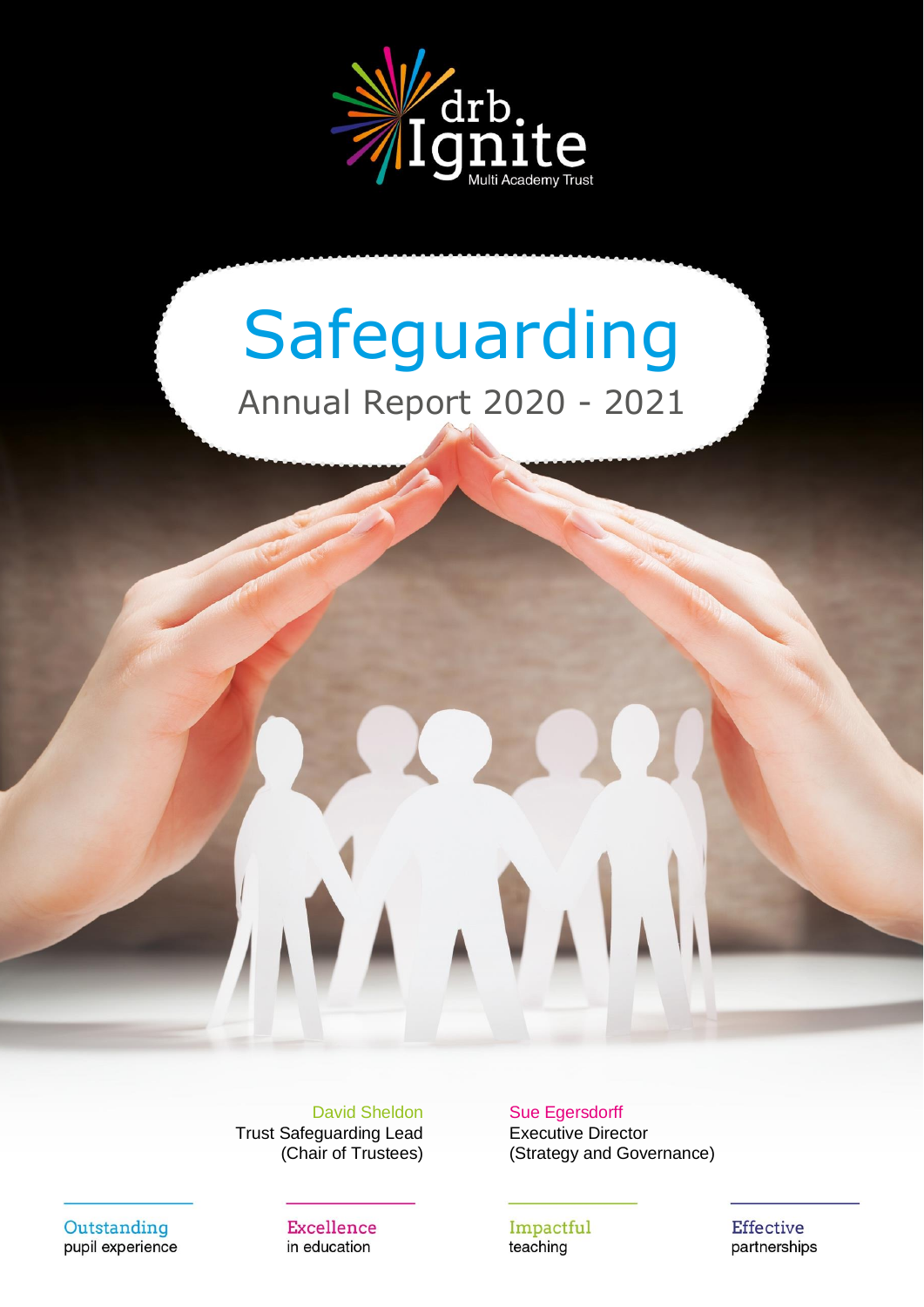drb Ignite Multi Academy Trust

# Safeguarding

## Annual Report 2020 - 2021

David Sheldon
Trust Safeguarding Lead
(Chair of Trustees)

Sue Egersdorff
Executive Director
(Strategy and Governance)

**Outstanding** pupil experience

**Excellence** in education

**Impactful** teaching

**Effective** partnerships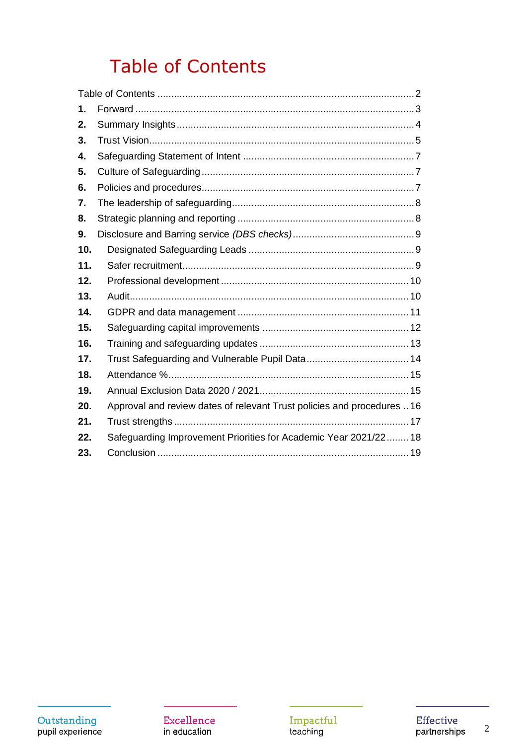# Table of Contents

Table of Contents ........................................................................................ 2

**1.** Forward ........................................................................................ 3

**2.** Summary Insights ........................................................................................ 4

**3.** Trust Vision ........................................................................................ 5

**4.** Safeguarding Statement of Intent ........................................................................................ 7

**5.** Culture of Safeguarding ........................................................................................ 7

**6.** Policies and procedures ........................................................................................ 7

**7.** The leadership of safeguarding ........................................................................................ 8

**8.** Strategic planning and reporting ........................................................................................ 8

**9.** Disclosure and Barring service *(DBS checks)* ........................................................................................ 9

**10.** Designated Safeguarding Leads ........................................................................................ 9

**11.** Safer recruitment ........................................................................................ 9

**12.** Professional development ........................................................................................ 10

**13.** Audit ........................................................................................ 10

**14.** GDPR and data management ........................................................................................ 11

**15.** Safeguarding capital improvements ........................................................................................ 12

**16.** Training and safeguarding updates ........................................................................................ 13

**17.** Trust Safeguarding and Vulnerable Pupil Data ........................................................................................ 14

**18.** Attendance % ........................................................................................ 15

**19.** Annual Exclusion Data 2020 / 2021 ........................................................................................ 15

**20.** Approval and review dates of relevant Trust policies and procedures .. 16

**21.** Trust strengths ........................................................................................ 17

**22.** Safeguarding Improvement Priorities for Academic Year 2021/22 ........ 18

**23.** Conclusion ........................................................................................ 19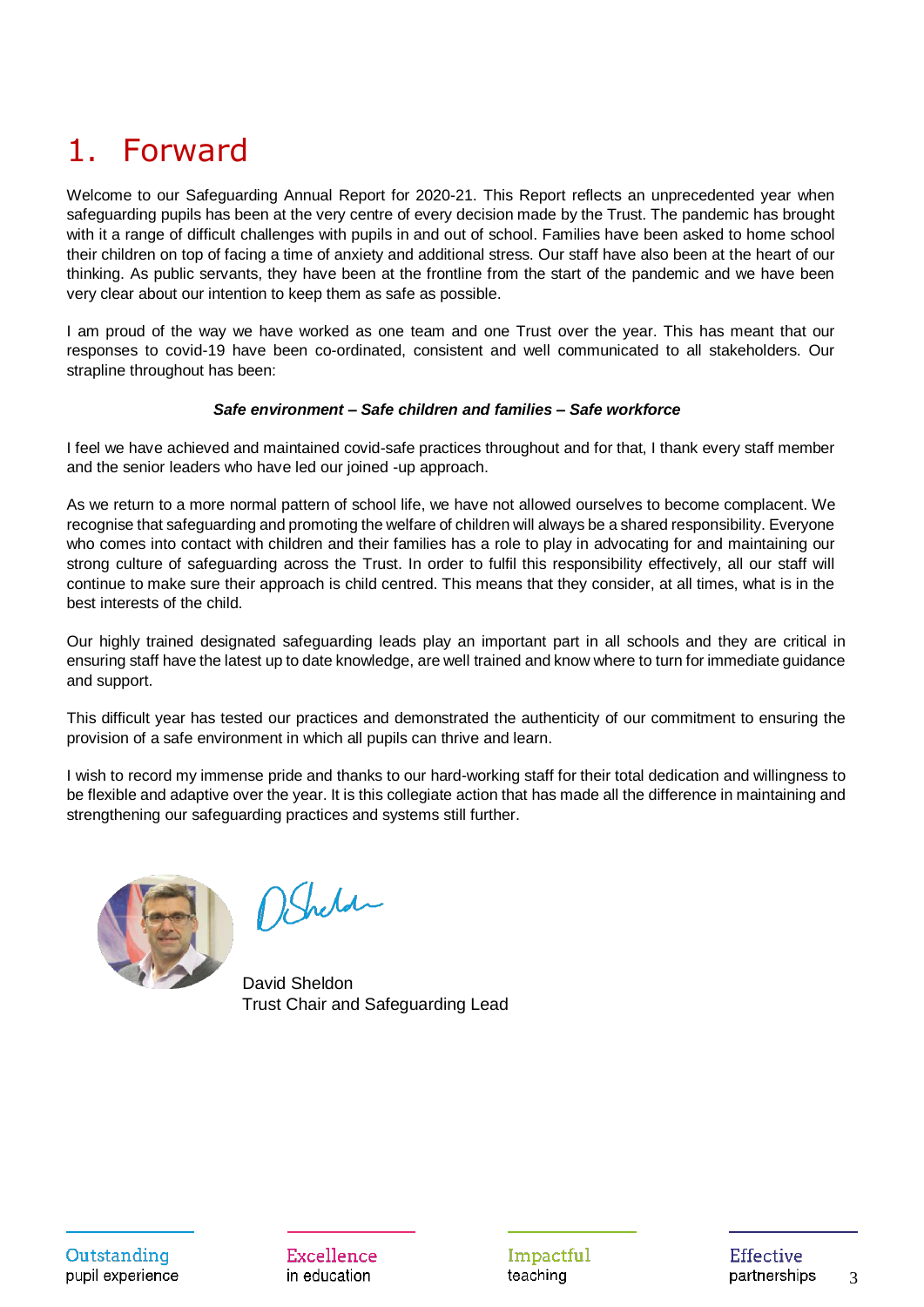# 1. Forward

Welcome to our Safeguarding Annual Report for 2020-21. This Report reflects an unprecedented year when safeguarding pupils has been at the very centre of every decision made by the Trust. The pandemic has brought with it a range of difficult challenges with pupils in and out of school. Families have been asked to home school their children on top of facing a time of anxiety and additional stress. Our staff have also been at the heart of our thinking. As public servants, they have been at the frontline from the start of the pandemic and we have been very clear about our intention to keep them as safe as possible.

I am proud of the way we have worked as one team and one Trust over the year. This has meant that our responses to covid-19 have been co-ordinated, consistent and well communicated to all stakeholders. Our strapline throughout has been:

***Safe environment – Safe children and families – Safe workforce***

I feel we have achieved and maintained covid-safe practices throughout and for that, I thank every staff member and the senior leaders who have led our joined -up approach.

As we return to a more normal pattern of school life, we have not allowed ourselves to become complacent. We recognise that safeguarding and promoting the welfare of children will always be a shared responsibility. Everyone who comes into contact with children and their families has a role to play in advocating for and maintaining our strong culture of safeguarding across the Trust. In order to fulfil this responsibility effectively, all our staff will continue to make sure their approach is child centred. This means that they consider, at all times, what is in the best interests of the child.

Our highly trained designated safeguarding leads play an important part in all schools and they are critical in ensuring staff have the latest up to date knowledge, are well trained and know where to turn for immediate guidance and support.

This difficult year has tested our practices and demonstrated the authenticity of our commitment to ensuring the provision of a safe environment in which all pupils can thrive and learn.

I wish to record my immense pride and thanks to our hard-working staff for their total dedication and willingness to be flexible and adaptive over the year. It is this collegiate action that has made all the difference in maintaining and strengthening our safeguarding practices and systems still further.

David Sheldon
Trust Chair and Safeguarding Lead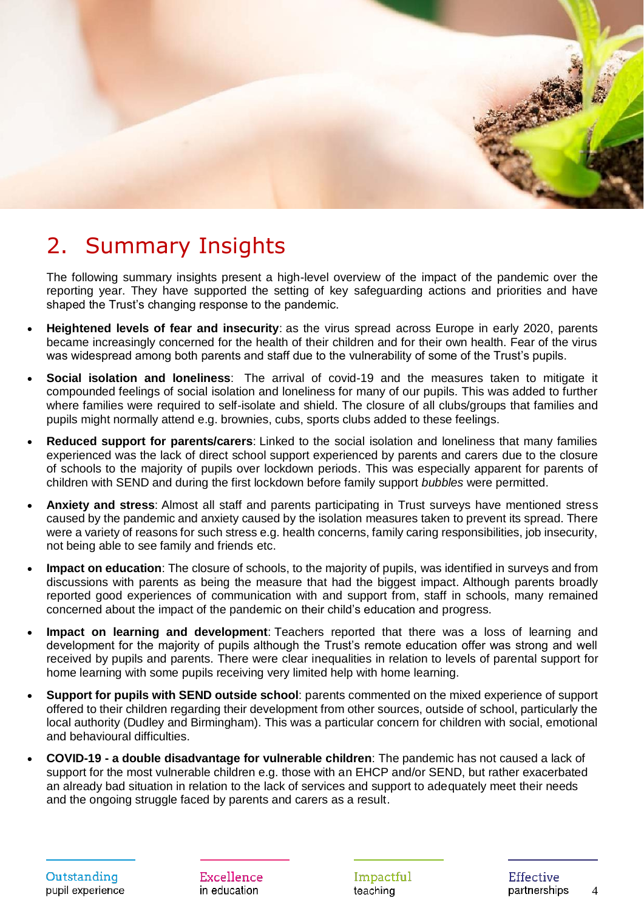# 2. Summary Insights

The following summary insights present a high-level overview of the impact of the pandemic over the reporting year. They have supported the setting of key safeguarding actions and priorities and have shaped the Trust's changing response to the pandemic.

- **Heightened levels of fear and insecurity**: as the virus spread across Europe in early 2020, parents became increasingly concerned for the health of their children and for their own health. Fear of the virus was widespread among both parents and staff due to the vulnerability of some of the Trust's pupils.
- **Social isolation and loneliness**: The arrival of covid-19 and the measures taken to mitigate it compounded feelings of social isolation and loneliness for many of our pupils. This was added to further where families were required to self-isolate and shield. The closure of all clubs/groups that families and pupils might normally attend e.g. brownies, cubs, sports clubs added to these feelings.
- **Reduced support for parents/carers**: Linked to the social isolation and loneliness that many families experienced was the lack of direct school support experienced by parents and carers due to the closure of schools to the majority of pupils over lockdown periods. This was especially apparent for parents of children with SEND and during the first lockdown before family support *bubbles* were permitted.
- **Anxiety and stress**: Almost all staff and parents participating in Trust surveys have mentioned stress caused by the pandemic and anxiety caused by the isolation measures taken to prevent its spread. There were a variety of reasons for such stress e.g. health concerns, family caring responsibilities, job insecurity, not being able to see family and friends etc.
- **Impact on education**: The closure of schools, to the majority of pupils, was identified in surveys and from discussions with parents as being the measure that had the biggest impact. Although parents broadly reported good experiences of communication with and support from, staff in schools, many remained concerned about the impact of the pandemic on their child's education and progress.
- **Impact on learning and development**: Teachers reported that there was a loss of learning and development for the majority of pupils although the Trust's remote education offer was strong and well received by pupils and parents. There were clear inequalities in relation to levels of parental support for home learning with some pupils receiving very limited help with home learning.
- **Support for pupils with SEND outside school**: parents commented on the mixed experience of support offered to their children regarding their development from other sources, outside of school, particularly the local authority (Dudley and Birmingham). This was a particular concern for children with social, emotional and behavioural difficulties.
- **COVID-19 - a double disadvantage for vulnerable children**: The pandemic has not caused a lack of support for the most vulnerable children e.g. those with an EHCP and/or SEND, but rather exacerbated an already bad situation in relation to the lack of services and support to adequately meet their needs and the ongoing struggle faced by parents and carers as a result.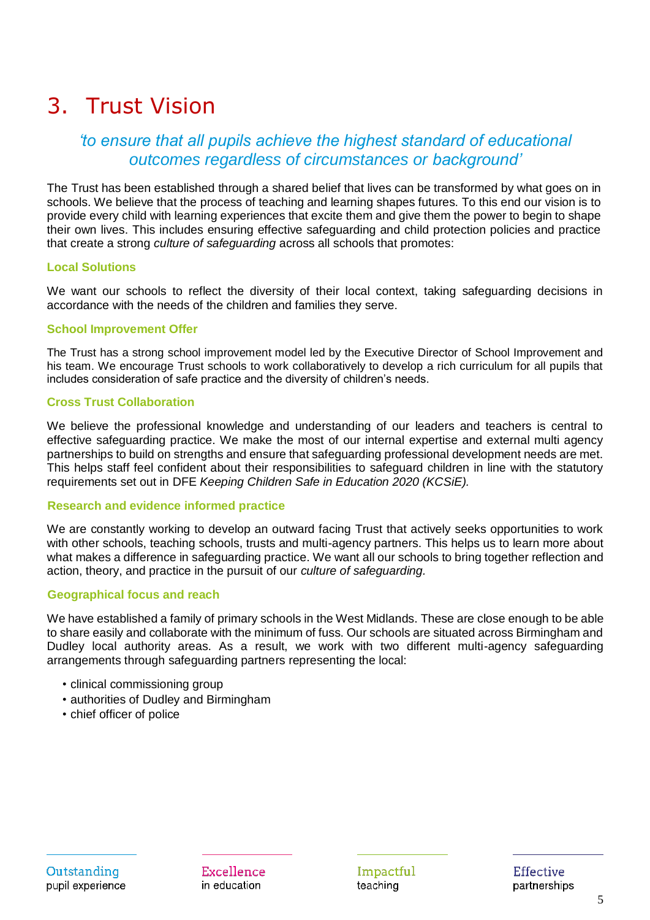# 3. Trust Vision

*'to ensure that all pupils achieve the highest standard of educational outcomes regardless of circumstances or background'*

The Trust has been established through a shared belief that lives can be transformed by what goes on in schools. We believe that the process of teaching and learning shapes futures. To this end our vision is to provide every child with learning experiences that excite them and give them the power to begin to shape their own lives. This includes ensuring effective safeguarding and child protection policies and practice that create a strong *culture of safeguarding* across all schools that promotes:

### Local Solutions

We want our schools to reflect the diversity of their local context, taking safeguarding decisions in accordance with the needs of the children and families they serve.

### School Improvement Offer

The Trust has a strong school improvement model led by the Executive Director of School Improvement and his team. We encourage Trust schools to work collaboratively to develop a rich curriculum for all pupils that includes consideration of safe practice and the diversity of children's needs.

### Cross Trust Collaboration

We believe the professional knowledge and understanding of our leaders and teachers is central to effective safeguarding practice. We make the most of our internal expertise and external multi agency partnerships to build on strengths and ensure that safeguarding professional development needs are met. This helps staff feel confident about their responsibilities to safeguard children in line with the statutory requirements set out in DFE *Keeping Children Safe in Education 2020 (KCSiE).*

### Research and evidence informed practice

We are constantly working to develop an outward facing Trust that actively seeks opportunities to work with other schools, teaching schools, trusts and multi-agency partners. This helps us to learn more about what makes a difference in safeguarding practice. We want all our schools to bring together reflection and action, theory, and practice in the pursuit of our *culture of safeguarding.*

### Geographical focus and reach

We have established a family of primary schools in the West Midlands. These are close enough to be able to share easily and collaborate with the minimum of fuss. Our schools are situated across Birmingham and Dudley local authority areas. As a result, we work with two different multi-agency safeguarding arrangements through safeguarding partners representing the local:

- clinical commissioning group
- authorities of Dudley and Birmingham
- chief officer of police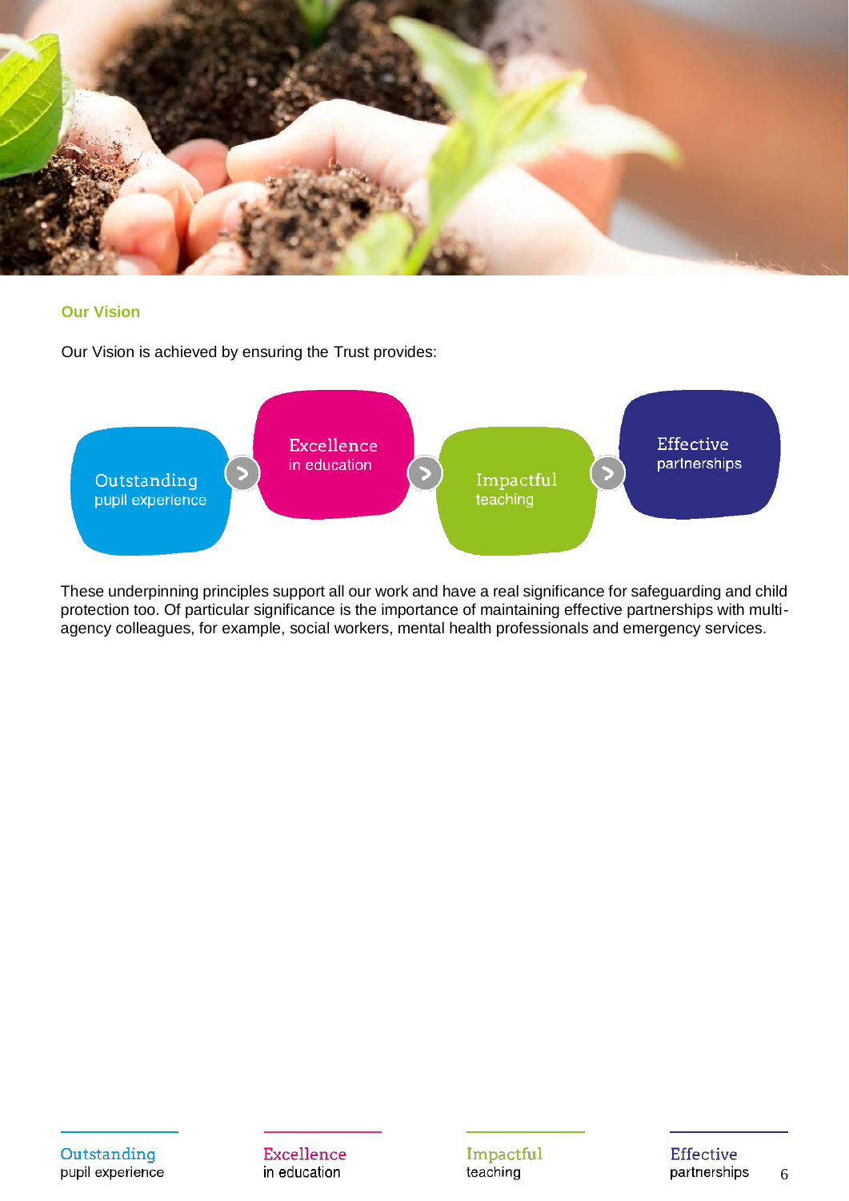## Our Vision

Our Vision is achieved by ensuring the Trust provides:

- Outstanding pupil experience
- Excellence in education
- Impactful teaching
- Effective partnerships

These underpinning principles support all our work and have a real significance for safeguarding and child protection too. Of particular significance is the importance of maintaining effective partnerships with multi-agency colleagues, for example, social workers, mental health professionals and emergency services.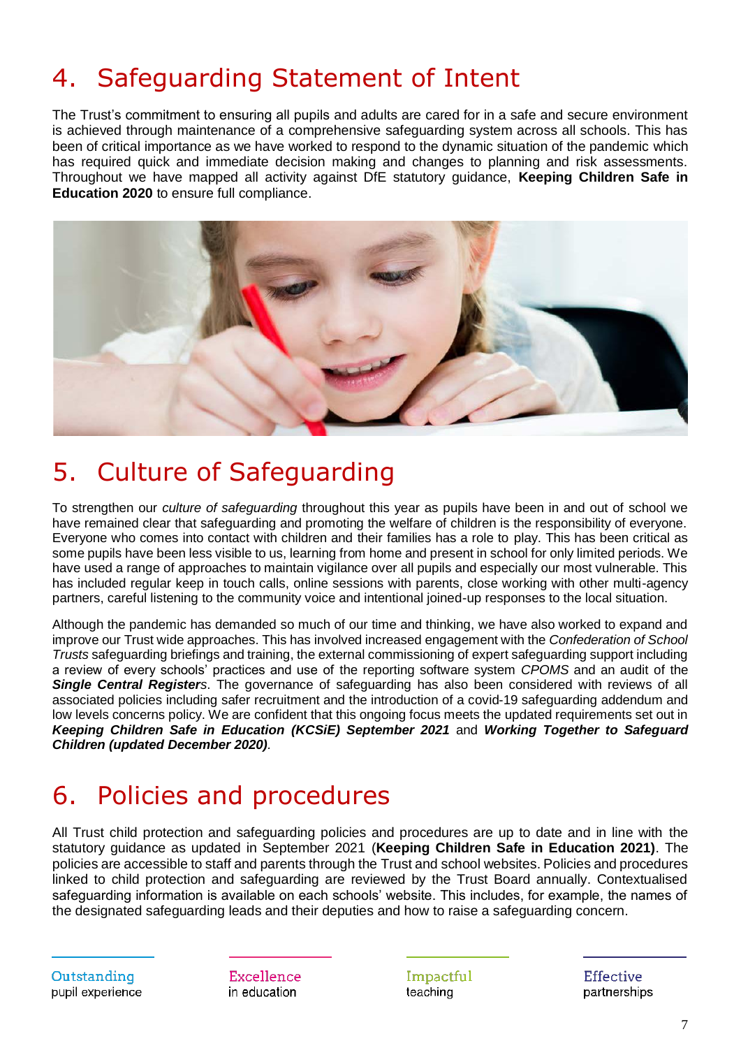## 4. Safeguarding Statement of Intent

The Trust's commitment to ensuring all pupils and adults are cared for in a safe and secure environment is achieved through maintenance of a comprehensive safeguarding system across all schools. This has been of critical importance as we have worked to respond to the dynamic situation of the pandemic which has required quick and immediate decision making and changes to planning and risk assessments. Throughout we have mapped all activity against DfE statutory guidance, **Keeping Children Safe in Education 2020** to ensure full compliance.

## 5. Culture of Safeguarding

To strengthen our *culture of safeguarding* throughout this year as pupils have been in and out of school we have remained clear that safeguarding and promoting the welfare of children is the responsibility of everyone. Everyone who comes into contact with children and their families has a role to play. This has been critical as some pupils have been less visible to us, learning from home and present in school for only limited periods. We have used a range of approaches to maintain vigilance over all pupils and especially our most vulnerable. This has included regular keep in touch calls, online sessions with parents, close working with other multi-agency partners, careful listening to the community voice and intentional joined-up responses to the local situation.

Although the pandemic has demanded so much of our time and thinking, we have also worked to expand and improve our Trust wide approaches. This has involved increased engagement with the *Confederation of School Trusts* safeguarding briefings and training, the external commissioning of expert safeguarding support including a review of every schools' practices and use of the reporting software system *CPOMS* and an audit of the ***Single Central Registers***. The governance of safeguarding has also been considered with reviews of all associated policies including safer recruitment and the introduction of a covid-19 safeguarding addendum and low levels concerns policy. We are confident that this ongoing focus meets the updated requirements set out in ***Keeping Children Safe in Education (KCSiE) September 2021*** and ***Working Together to Safeguard Children (updated December 2020)***.

## 6. Policies and procedures

All Trust child protection and safeguarding policies and procedures are up to date and in line with the statutory guidance as updated in September 2021 (**Keeping Children Safe in Education 2021)**. The policies are accessible to staff and parents through the Trust and school websites. Policies and procedures linked to child protection and safeguarding are reviewed by the Trust Board annually. Contextualised safeguarding information is available on each schools' website. This includes, for example, the names of the designated safeguarding leads and their deputies and how to raise a safeguarding concern.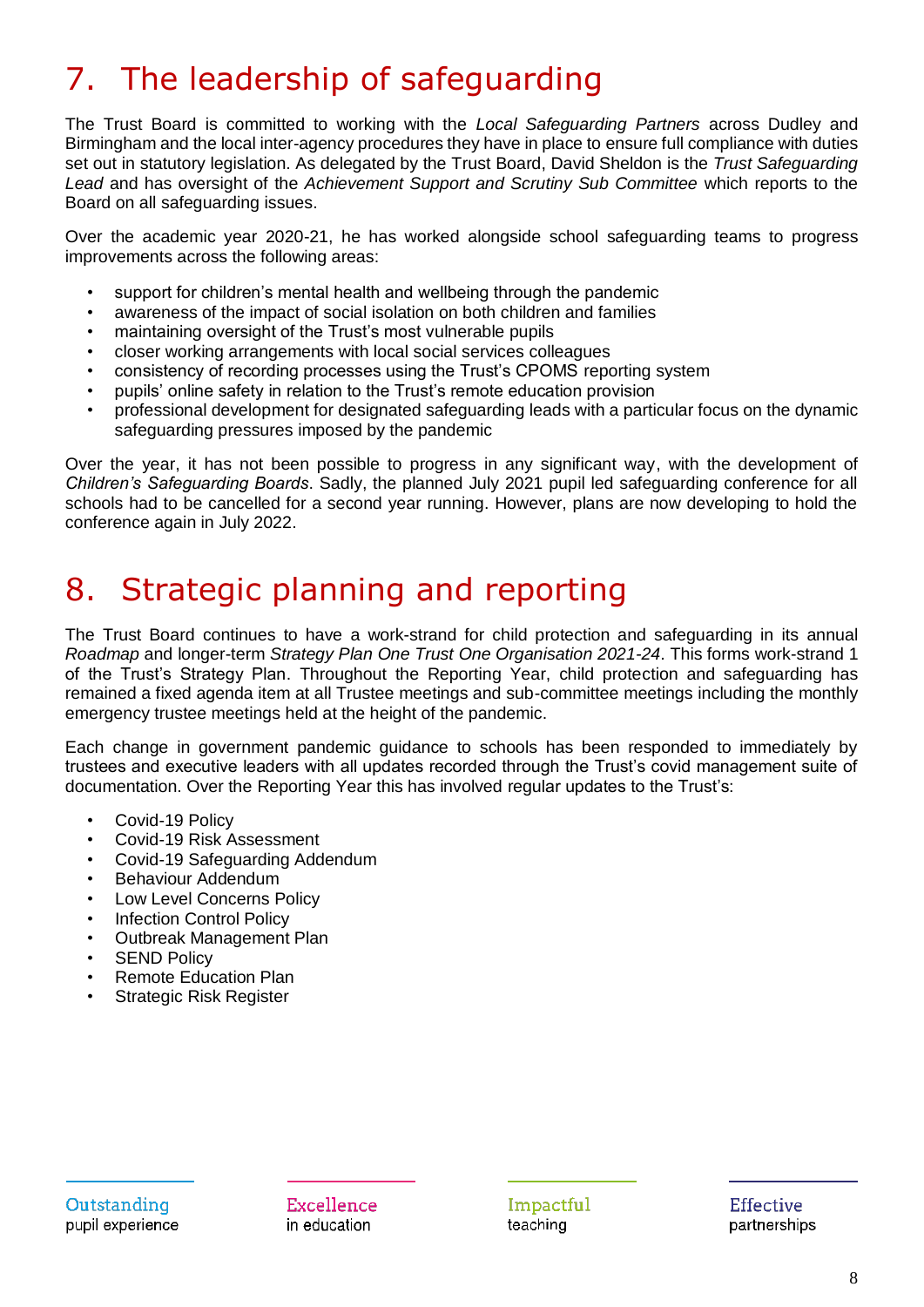# 7. The leadership of safeguarding

The Trust Board is committed to working with the *Local Safeguarding Partners* across Dudley and Birmingham and the local inter-agency procedures they have in place to ensure full compliance with duties set out in statutory legislation. As delegated by the Trust Board, David Sheldon is the *Trust Safeguarding Lead* and has oversight of the *Achievement Support and Scrutiny Sub Committee* which reports to the Board on all safeguarding issues.

Over the academic year 2020-21, he has worked alongside school safeguarding teams to progress improvements across the following areas:

- support for children's mental health and wellbeing through the pandemic
- awareness of the impact of social isolation on both children and families
- maintaining oversight of the Trust's most vulnerable pupils
- closer working arrangements with local social services colleagues
- consistency of recording processes using the Trust's CPOMS reporting system
- pupils' online safety in relation to the Trust's remote education provision
- professional development for designated safeguarding leads with a particular focus on the dynamic safeguarding pressures imposed by the pandemic

Over the year, it has not been possible to progress in any significant way, with the development of *Children's Safeguarding Boards*. Sadly, the planned July 2021 pupil led safeguarding conference for all schools had to be cancelled for a second year running. However, plans are now developing to hold the conference again in July 2022.

# 8. Strategic planning and reporting

The Trust Board continues to have a work-strand for child protection and safeguarding in its annual *Roadmap* and longer-term *Strategy Plan One Trust One Organisation 2021-24*. This forms work-strand 1 of the Trust's Strategy Plan. Throughout the Reporting Year, child protection and safeguarding has remained a fixed agenda item at all Trustee meetings and sub-committee meetings including the monthly emergency trustee meetings held at the height of the pandemic.

Each change in government pandemic guidance to schools has been responded to immediately by trustees and executive leaders with all updates recorded through the Trust's covid management suite of documentation. Over the Reporting Year this has involved regular updates to the Trust's:

- Covid-19 Policy
- Covid-19 Risk Assessment
- Covid-19 Safeguarding Addendum
- Behaviour Addendum
- Low Level Concerns Policy
- Infection Control Policy
- Outbreak Management Plan
- SEND Policy
- Remote Education Plan
- Strategic Risk Register

Outstanding pupil experience | Excellence in education | Impactful teaching | Effective partnerships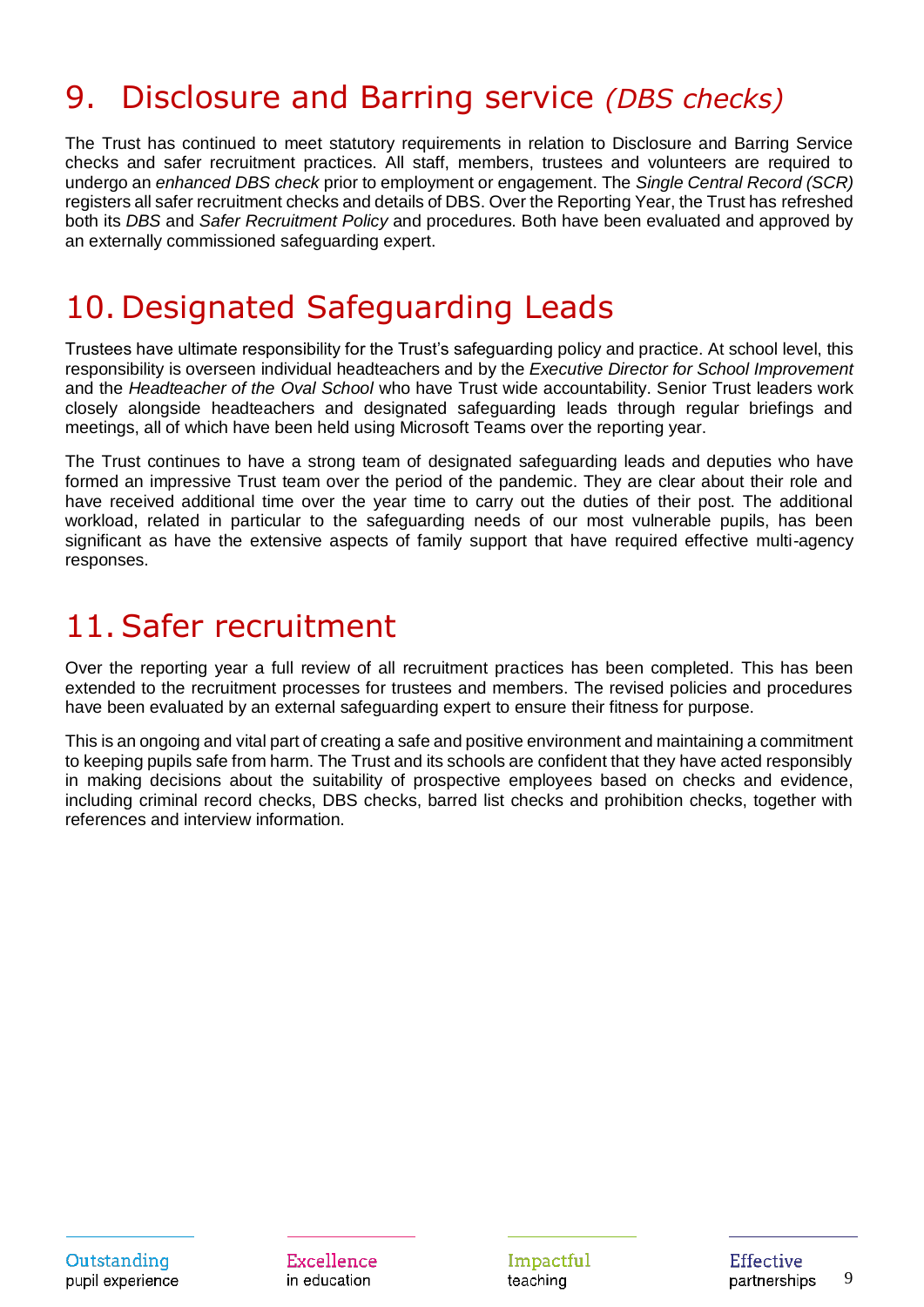## 9. Disclosure and Barring service *(DBS checks)*

The Trust has continued to meet statutory requirements in relation to Disclosure and Barring Service checks and safer recruitment practices. All staff, members, trustees and volunteers are required to undergo an *enhanced DBS check* prior to employment or engagement. The *Single Central Record (SCR)* registers all safer recruitment checks and details of DBS. Over the Reporting Year, the Trust has refreshed both its *DBS* and *Safer Recruitment Policy* and procedures. Both have been evaluated and approved by an externally commissioned safeguarding expert.

## 10. Designated Safeguarding Leads

Trustees have ultimate responsibility for the Trust's safeguarding policy and practice. At school level, this responsibility is overseen individual headteachers and by the *Executive Director for School Improvement* and the *Headteacher of the Oval School* who have Trust wide accountability. Senior Trust leaders work closely alongside headteachers and designated safeguarding leads through regular briefings and meetings, all of which have been held using Microsoft Teams over the reporting year.

The Trust continues to have a strong team of designated safeguarding leads and deputies who have formed an impressive Trust team over the period of the pandemic. They are clear about their role and have received additional time over the year time to carry out the duties of their post. The additional workload, related in particular to the safeguarding needs of our most vulnerable pupils, has been significant as have the extensive aspects of family support that have required effective multi-agency responses.

## 11. Safer recruitment

Over the reporting year a full review of all recruitment practices has been completed. This has been extended to the recruitment processes for trustees and members. The revised policies and procedures have been evaluated by an external safeguarding expert to ensure their fitness for purpose.

This is an ongoing and vital part of creating a safe and positive environment and maintaining a commitment to keeping pupils safe from harm. The Trust and its schools are confident that they have acted responsibly in making decisions about the suitability of prospective employees based on checks and evidence, including criminal record checks, DBS checks, barred list checks and prohibition checks, together with references and interview information.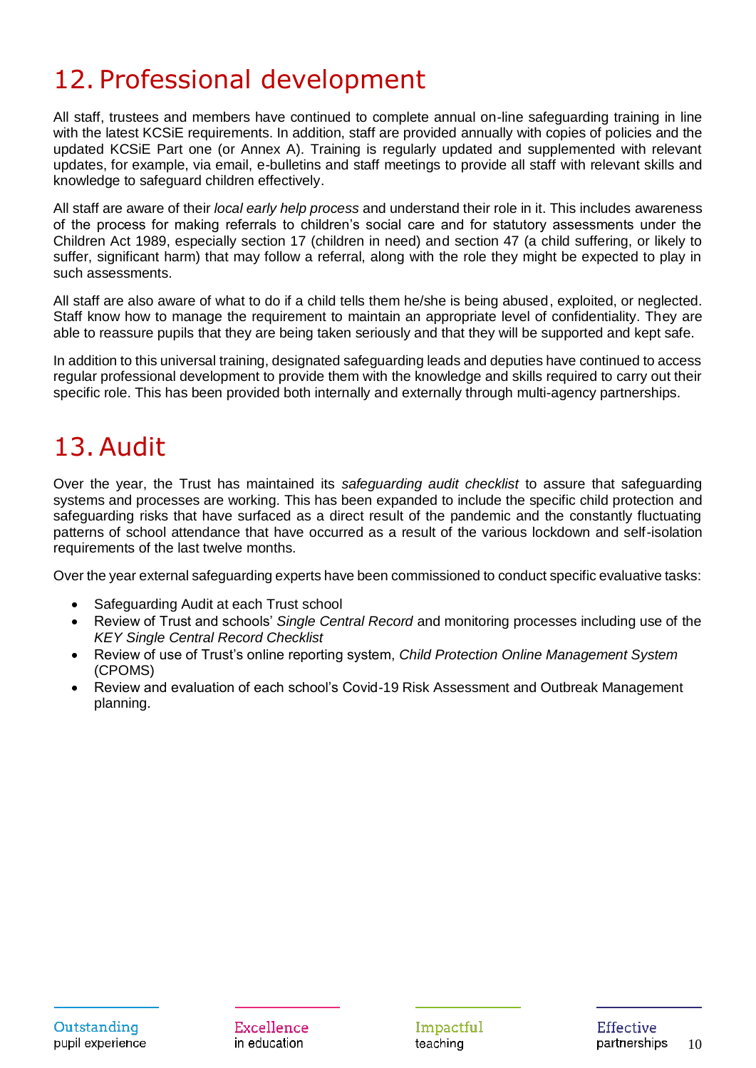## 12. Professional development

All staff, trustees and members have continued to complete annual on-line safeguarding training in line with the latest KCSiE requirements. In addition, staff are provided annually with copies of policies and the updated KCSiE Part one (or Annex A). Training is regularly updated and supplemented with relevant updates, for example, via email, e-bulletins and staff meetings to provide all staff with relevant skills and knowledge to safeguard children effectively.

All staff are aware of their *local early help process* and understand their role in it. This includes awareness of the process for making referrals to children's social care and for statutory assessments under the Children Act 1989, especially section 17 (children in need) and section 47 (a child suffering, or likely to suffer, significant harm) that may follow a referral, along with the role they might be expected to play in such assessments.

All staff are also aware of what to do if a child tells them he/she is being abused, exploited, or neglected. Staff know how to manage the requirement to maintain an appropriate level of confidentiality. They are able to reassure pupils that they are being taken seriously and that they will be supported and kept safe.

In addition to this universal training, designated safeguarding leads and deputies have continued to access regular professional development to provide them with the knowledge and skills required to carry out their specific role. This has been provided both internally and externally through multi-agency partnerships.

## 13. Audit

Over the year, the Trust has maintained its *safeguarding audit checklist* to assure that safeguarding systems and processes are working. This has been expanded to include the specific child protection and safeguarding risks that have surfaced as a direct result of the pandemic and the constantly fluctuating patterns of school attendance that have occurred as a result of the various lockdown and self-isolation requirements of the last twelve months.

Over the year external safeguarding experts have been commissioned to conduct specific evaluative tasks:

- Safeguarding Audit at each Trust school
- Review of Trust and schools' *Single Central Record* and monitoring processes including use of the *KEY Single Central Record Checklist*
- Review of use of Trust's online reporting system, *Child Protection Online Management System* (CPOMS)
- Review and evaluation of each school's Covid-19 Risk Assessment and Outbreak Management planning.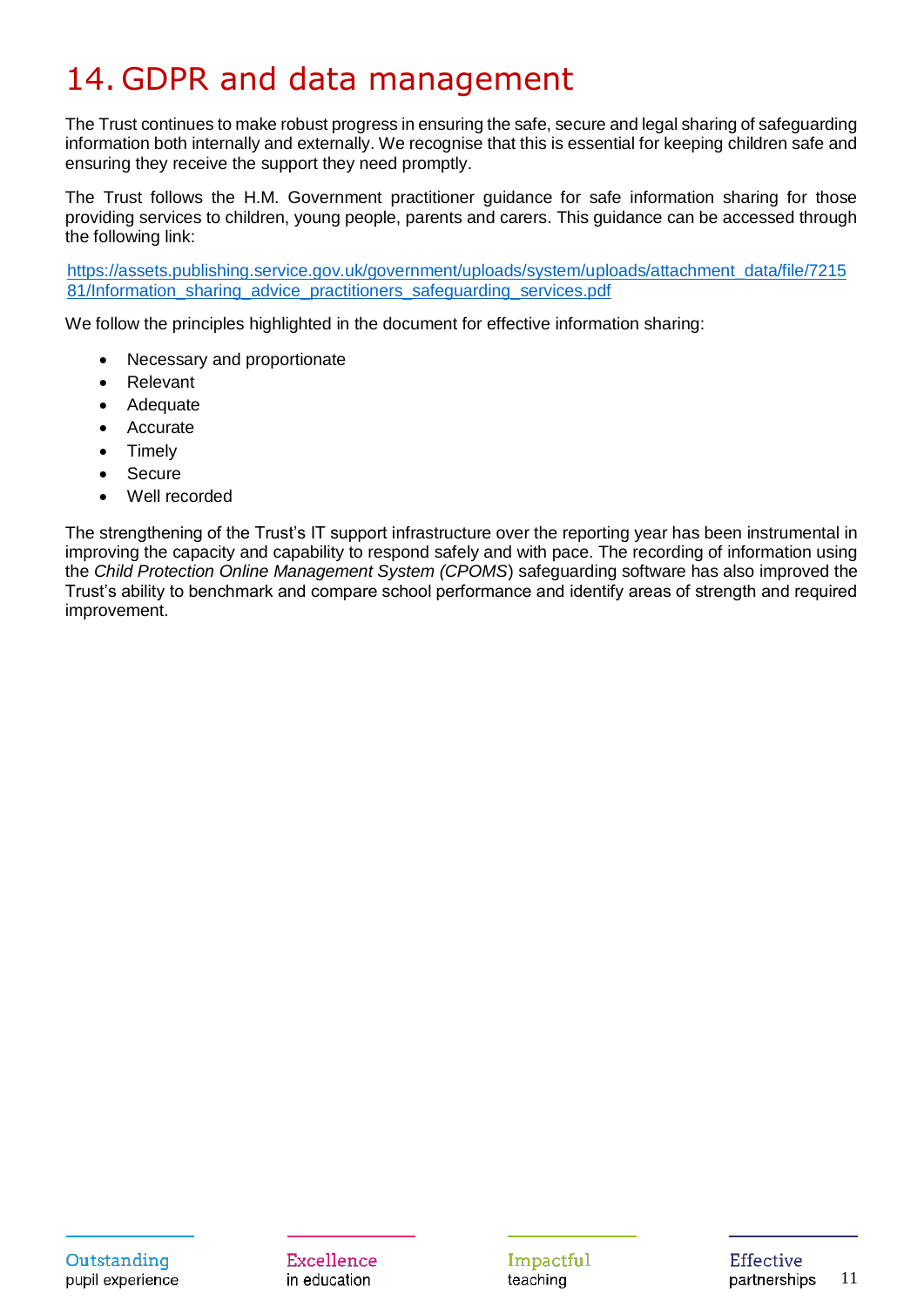# 14. GDPR and data management

The Trust continues to make robust progress in ensuring the safe, secure and legal sharing of safeguarding information both internally and externally. We recognise that this is essential for keeping children safe and ensuring they receive the support they need promptly.

The Trust follows the H.M. Government practitioner guidance for safe information sharing for those providing services to children, young people, parents and carers. This guidance can be accessed through the following link:

https://assets.publishing.service.gov.uk/government/uploads/system/uploads/attachment_data/file/721581/Information_sharing_advice_practitioners_safeguarding_services.pdf

We follow the principles highlighted in the document for effective information sharing:

- Necessary and proportionate
- Relevant
- Adequate
- Accurate
- Timely
- Secure
- Well recorded

The strengthening of the Trust's IT support infrastructure over the reporting year has been instrumental in improving the capacity and capability to respond safely and with pace. The recording of information using the *Child Protection Online Management System (CPOMS*) safeguarding software has also improved the Trust's ability to benchmark and compare school performance and identify areas of strength and required improvement.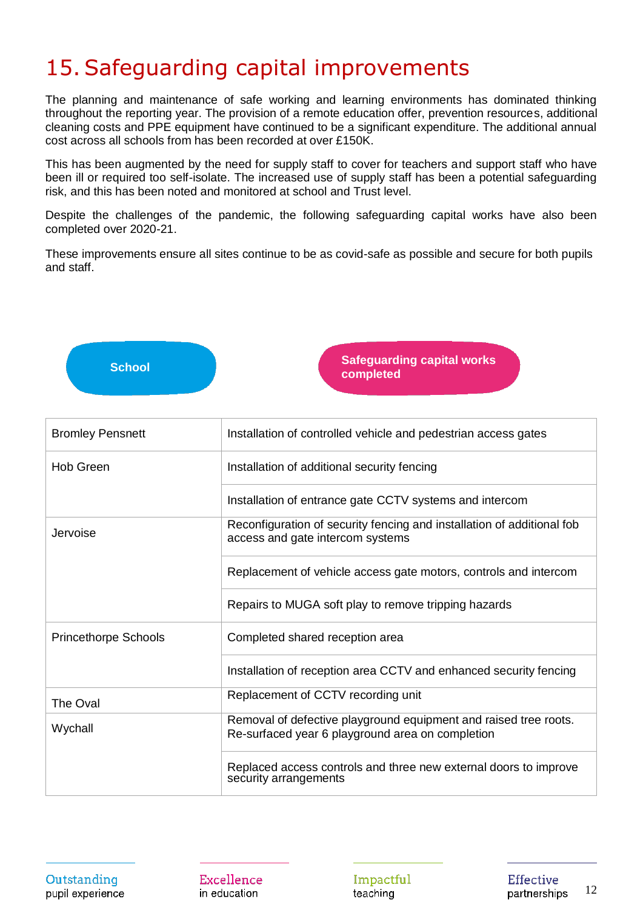# 15. Safeguarding capital improvements

The planning and maintenance of safe working and learning environments has dominated thinking throughout the reporting year. The provision of a remote education offer, prevention resources, additional cleaning costs and PPE equipment have continued to be a significant expenditure. The additional annual cost across all schools from has been recorded at over £150K.

This has been augmented by the need for supply staff to cover for teachers and support staff who have been ill or required too self-isolate. The increased use of supply staff has been a potential safeguarding risk, and this has been noted and monitored at school and Trust level.

Despite the challenges of the pandemic, the following safeguarding capital works have also been completed over 2020-21.

These improvements ensure all sites continue to be as covid-safe as possible and secure for both pupils and staff.

| School | Safeguarding capital works completed |
|---|---|
| Bromley Pensnett | Installation of controlled vehicle and pedestrian access gates |
| Hob Green | Installation of additional security fencing |
| | Installation of entrance gate CCTV systems and intercom |
| Jervoise | Reconfiguration of security fencing and installation of additional fob access and gate intercom systems |
| | Replacement of vehicle access gate motors, controls and intercom |
| | Repairs to MUGA soft play to remove tripping hazards |
| Princethorpe Schools | Completed shared reception area |
| | Installation of reception area CCTV and enhanced security fencing |
| The Oval | Replacement of CCTV recording unit |
| Wychall | Removal of defective playground equipment and raised tree roots. Re-surfaced year 6 playground area on completion |
| | Replaced access controls and three new external doors to improve security arrangements |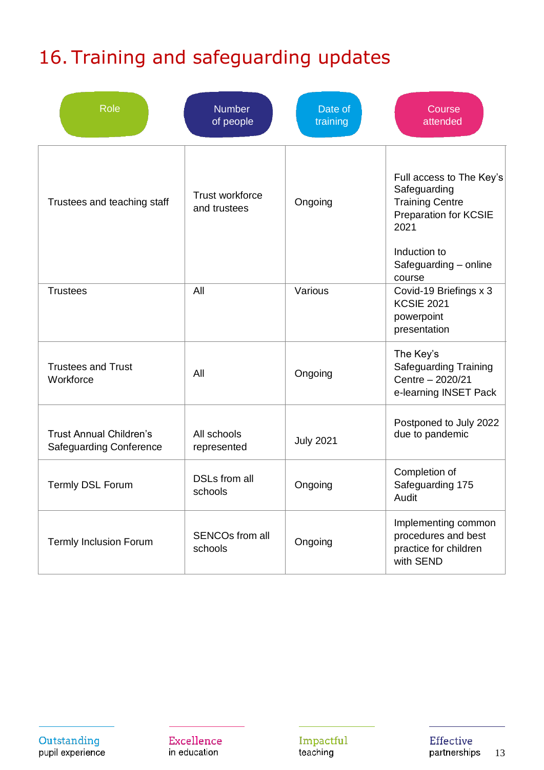# 16. Training and safeguarding updates

| Role | Number of people | Date of training | Course attended |
|---|---|---|---|
| Trustees and teaching staff | Trust workforce and trustees | Ongoing | Full access to The Key's Safeguarding Training Centre Preparation for KCSIE 2021<br><br>Induction to Safeguarding – online course |
| Trustees | All | Various | Covid-19 Briefings x 3 KCSIE 2021 powerpoint presentation |
| Trustees and Trust Workforce | All | Ongoing | The Key's Safeguarding Training Centre – 2020/21 e-learning INSET Pack |
| Trust Annual Children's Safeguarding Conference | All schools represented | July 2021 | Postponed to July 2022 due to pandemic |
| Termly DSL Forum | DSLs from all schools | Ongoing | Completion of Safeguarding 175 Audit |
| Termly Inclusion Forum | SENCOs from all schools | Ongoing | Implementing common procedures and best practice for children with SEND |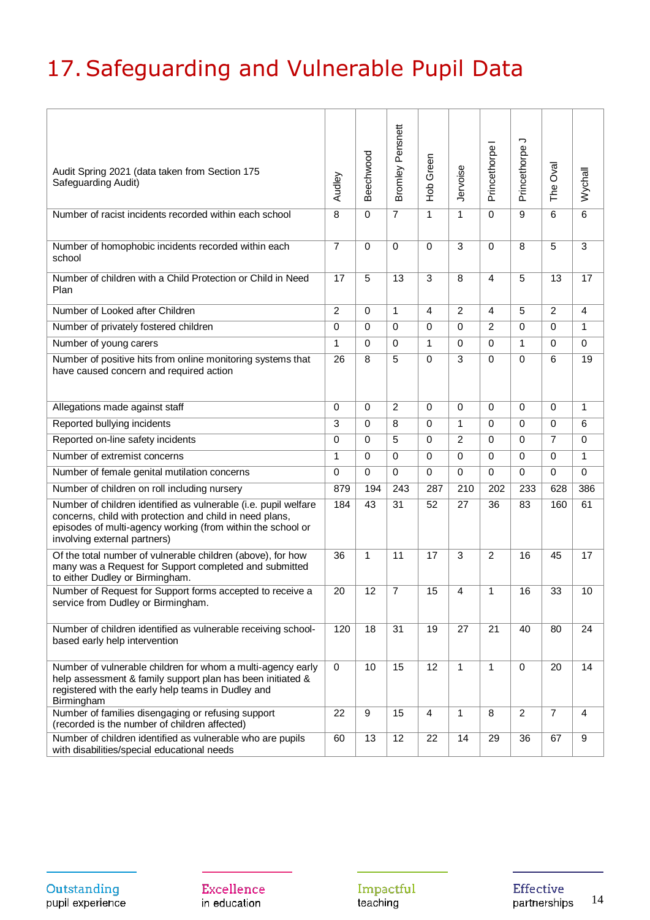# 17. Safeguarding and Vulnerable Pupil Data

| Audit Spring 2021 (data taken from Section 175 Safeguarding Audit) | Audley | Beechwood | Bromley Pensnett | Hob Green | Jervoise | Princethorpe I | Princethorpe J | The Oval | Wychall |
|---|---|---|---|---|---|---|---|---|---|
| Number of racist incidents recorded within each school | 8 | 0 | 7 | 1 | 1 | 0 | 9 | 6 | 6 |
| Number of homophobic incidents recorded within each school | 7 | 0 | 0 | 0 | 3 | 0 | 8 | 5 | 3 |
| Number of children with a Child Protection or Child in Need Plan | 17 | 5 | 13 | 3 | 8 | 4 | 5 | 13 | 17 |
| Number of Looked after Children | 2 | 0 | 1 | 4 | 2 | 4 | 5 | 2 | 4 |
| Number of privately fostered children | 0 | 0 | 0 | 0 | 0 | 2 | 0 | 0 | 1 |
| Number of young carers | 1 | 0 | 0 | 1 | 0 | 0 | 1 | 0 | 0 |
| Number of positive hits from online monitoring systems that have caused concern and required action | 26 | 8 | 5 | 0 | 3 | 0 | 0 | 6 | 19 |
| Allegations made against staff | 0 | 0 | 2 | 0 | 0 | 0 | 0 | 0 | 1 |
| Reported bullying incidents | 3 | 0 | 8 | 0 | 1 | 0 | 0 | 0 | 6 |
| Reported on-line safety incidents | 0 | 0 | 5 | 0 | 2 | 0 | 0 | 7 | 0 |
| Number of extremist concerns | 1 | 0 | 0 | 0 | 0 | 0 | 0 | 0 | 1 |
| Number of female genital mutilation concerns | 0 | 0 | 0 | 0 | 0 | 0 | 0 | 0 | 0 |
| Number of children on roll including nursery | 879 | 194 | 243 | 287 | 210 | 202 | 233 | 628 | 386 |
| Number of children identified as vulnerable (i.e. pupil welfare concerns, child with protection and child in need plans, episodes of multi-agency working (from within the school or involving external partners) | 184 | 43 | 31 | 52 | 27 | 36 | 83 | 160 | 61 |
| Of the total number of vulnerable children (above), for how many was a Request for Support completed and submitted to either Dudley or Birmingham. | 36 | 1 | 11 | 17 | 3 | 2 | 16 | 45 | 17 |
| Number of Request for Support forms accepted to receive a service from Dudley or Birmingham. | 20 | 12 | 7 | 15 | 4 | 1 | 16 | 33 | 10 |
| Number of children identified as vulnerable receiving school-based early help intervention | 120 | 18 | 31 | 19 | 27 | 21 | 40 | 80 | 24 |
| Number of vulnerable children for whom a multi-agency early help assessment & family support plan has been initiated & registered with the early help teams in Dudley and Birmingham | 0 | 10 | 15 | 12 | 1 | 1 | 0 | 20 | 14 |
| Number of families disengaging or refusing support (recorded is the number of children affected) | 22 | 9 | 15 | 4 | 1 | 8 | 2 | 7 | 4 |
| Number of children identified as vulnerable who are pupils with disabilities/special educational needs | 60 | 13 | 12 | 22 | 14 | 29 | 36 | 67 | 9 |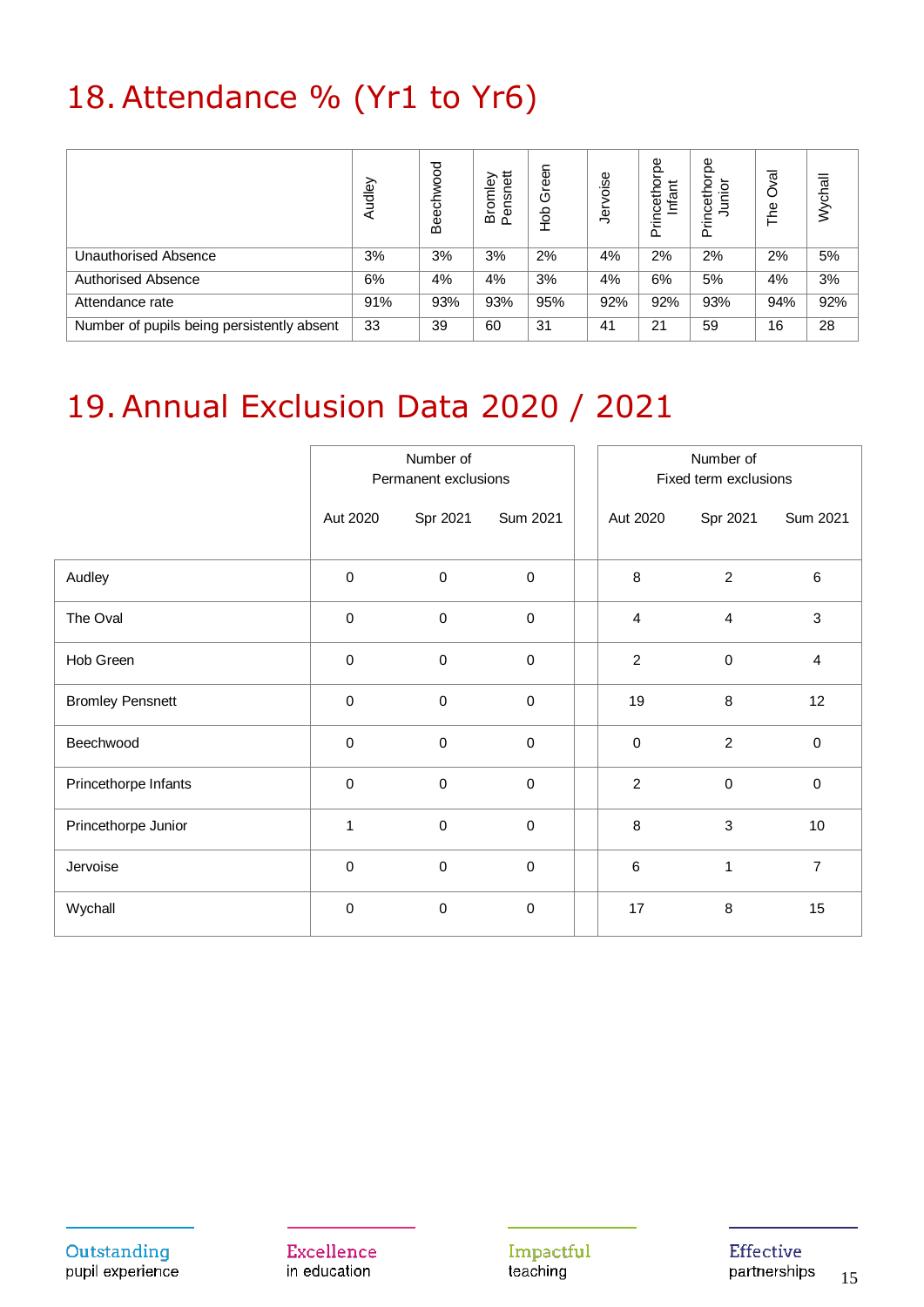## 18. Attendance % (Yr1 to Yr6)

| | Audley | Beechwood | Bromley Pensnett | Hob Green | Jervoise | Princethorpe Infant | Princethorpe Junior | The Oval | Wychall |
|---|---|---|---|---|---|---|---|---|---|
| Unauthorised Absence | 3% | 3% | 3% | 2% | 4% | 2% | 2% | 2% | 5% |
| Authorised Absence | 6% | 4% | 4% | 3% | 4% | 6% | 5% | 4% | 3% |
| Attendance rate | 91% | 93% | 93% | 95% | 92% | 92% | 93% | 94% | 92% |
| Number of pupils being persistently absent | 33 | 39 | 60 | 31 | 41 | 21 | 59 | 16 | 28 |

## 19. Annual Exclusion Data 2020 / 2021

| | Number of Permanent exclusions | | | Number of Fixed term exclusions | | |
|---|---|---|---|---|---|---|
| | Aut 2020 | Spr 2021 | Sum 2021 | Aut 2020 | Spr 2021 | Sum 2021 |
| Audley | 0 | 0 | 0 | 8 | 2 | 6 |
| The Oval | 0 | 0 | 0 | 4 | 4 | 3 |
| Hob Green | 0 | 0 | 0 | 2 | 0 | 4 |
| Bromley Pensnett | 0 | 0 | 0 | 19 | 8 | 12 |
| Beechwood | 0 | 0 | 0 | 0 | 2 | 0 |
| Princethorpe Infants | 0 | 0 | 0 | 2 | 0 | 0 |
| Princethorpe Junior | 1 | 0 | 0 | 8 | 3 | 10 |
| Jervoise | 0 | 0 | 0 | 6 | 1 | 7 |
| Wychall | 0 | 0 | 0 | 17 | 8 | 15 |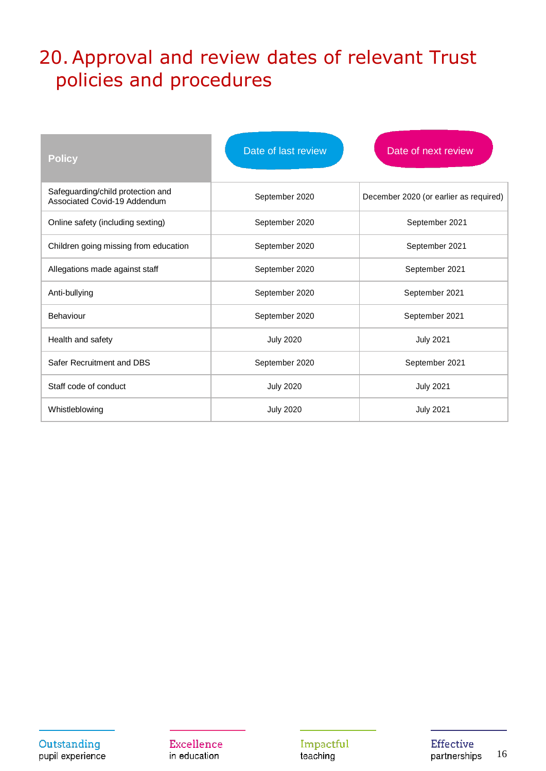# 20. Approval and review dates of relevant Trust policies and procedures

| Policy | Date of last review | Date of next review |
|---|---|---|
| Safeguarding/child protection and Associated Covid-19 Addendum | September 2020 | December 2020 (or earlier as required) |
| Online safety (including sexting) | September 2020 | September 2021 |
| Children going missing from education | September 2020 | September 2021 |
| Allegations made against staff | September 2020 | September 2021 |
| Anti-bullying | September 2020 | September 2021 |
| Behaviour | September 2020 | September 2021 |
| Health and safety | July 2020 | July 2021 |
| Safer Recruitment and DBS | September 2020 | September 2021 |
| Staff code of conduct | July 2020 | July 2021 |
| Whistleblowing | July 2020 | July 2021 |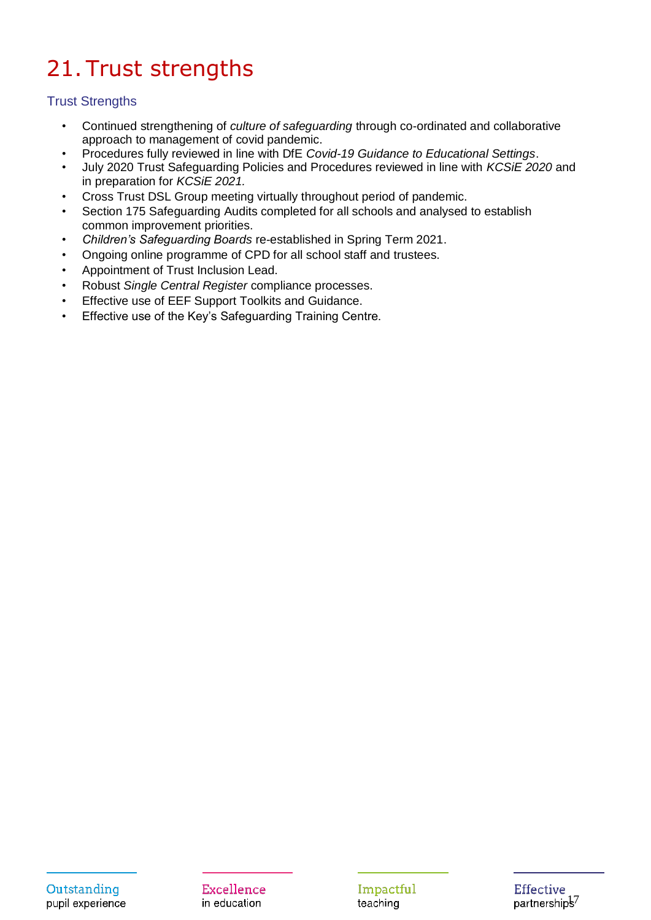# 21. Trust strengths

## Trust Strengths

- Continued strengthening of *culture of safeguarding* through co-ordinated and collaborative approach to management of covid pandemic.
- Procedures fully reviewed in line with DfE *Covid-19 Guidance to Educational Settings*.
- July 2020 Trust Safeguarding Policies and Procedures reviewed in line with *KCSiE 2020* and in preparation for *KCSiE 2021.*
- Cross Trust DSL Group meeting virtually throughout period of pandemic.
- Section 175 Safeguarding Audits completed for all schools and analysed to establish common improvement priorities.
- *Children's Safeguarding Boards* re-established in Spring Term 2021.
- Ongoing online programme of CPD for all school staff and trustees.
- Appointment of Trust Inclusion Lead.
- Robust *Single Central Register* compliance processes.
- Effective use of EEF Support Toolkits and Guidance.
- Effective use of the Key's Safeguarding Training Centre.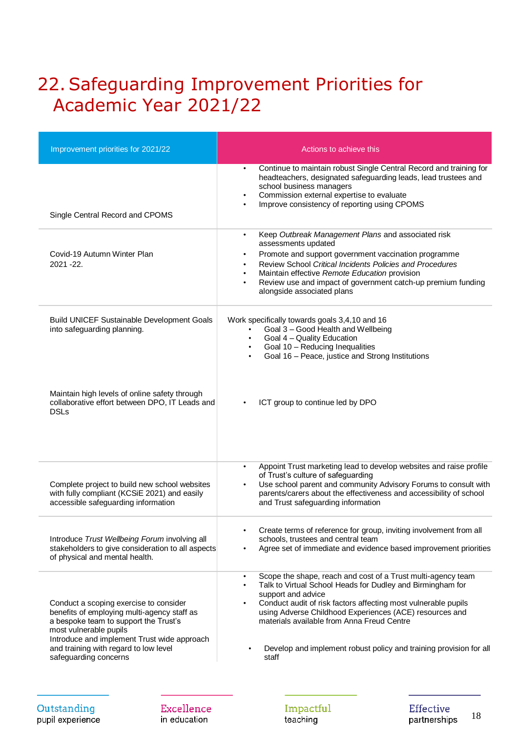# 22. Safeguarding Improvement Priorities for Academic Year 2021/22

| Improvement priorities for 2021/22 | Actions to achieve this |
|---|---|
| Single Central Record and CPOMS | • Continue to maintain robust Single Central Record and training for headteachers, designated safeguarding leads, lead trustees and school business managers<br>• Commission external expertise to evaluate<br>• Improve consistency of reporting using CPOMS |
| Covid-19 Autumn Winter Plan 2021 -22. | • Keep *Outbreak Management Plans* and associated risk assessments updated<br>• Promote and support government vaccination programme<br>• Review School *Critical Incidents Policies and Procedures*<br>• Maintain effective *Remote Education* provision<br>• Review use and impact of government catch-up premium funding alongside associated plans |
| Build UNICEF Sustainable Development Goals into safeguarding planning. | Work specifically towards goals 3,4,10 and 16<br>• Goal 3 – Good Health and Wellbeing<br>• Goal 4 – Quality Education<br>• Goal 10 – Reducing Inequalities<br>• Goal 16 – Peace, justice and Strong Institutions |
| Maintain high levels of online safety through collaborative effort between DPO, IT Leads and DSLs | • ICT group to continue led by DPO |
| Complete project to build new school websites with fully compliant (KCSiE 2021) and easily accessible safeguarding information | • Appoint Trust marketing lead to develop websites and raise profile of Trust's culture of safeguarding<br>• Use school parent and community Advisory Forums to consult with parents/carers about the effectiveness and accessibility of school and Trust safeguarding information |
| Introduce *Trust Wellbeing Forum* involving all stakeholders to give consideration to all aspects of physical and mental health. | • Create terms of reference for group, inviting involvement from all schools, trustees and central team<br>• Agree set of immediate and evidence based improvement priorities |
| Conduct a scoping exercise to consider benefits of employing multi-agency staff as a bespoke team to support the Trust's most vulnerable pupils | • Scope the shape, reach and cost of a Trust multi-agency team<br>• Talk to Virtual School Heads for Dudley and Birmingham for support and advice<br>• Conduct audit of risk factors affecting most vulnerable pupils using Adverse Childhood Experiences (ACE) resources and materials available from Anna Freud Centre |
| Introduce and implement Trust wide approach and training with regard to low level safeguarding concerns | • Develop and implement robust policy and training provision for all staff |

Outstanding pupil experience | Excellence in education | Impactful teaching | Effective partnerships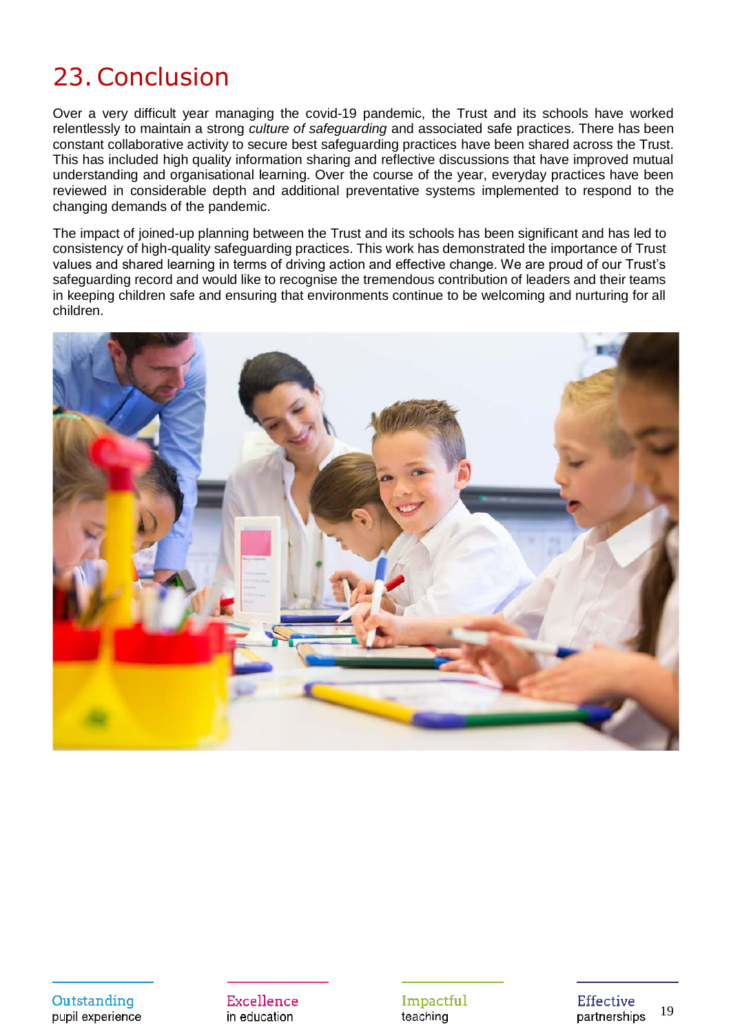# 23. Conclusion

Over a very difficult year managing the covid-19 pandemic, the Trust and its schools have worked relentlessly to maintain a strong *culture of safeguarding* and associated safe practices. There has been constant collaborative activity to secure best safeguarding practices have been shared across the Trust. This has included high quality information sharing and reflective discussions that have improved mutual understanding and organisational learning. Over the course of the year, everyday practices have been reviewed in considerable depth and additional preventative systems implemented to respond to the changing demands of the pandemic.

The impact of joined-up planning between the Trust and its schools has been significant and has led to consistency of high-quality safeguarding practices. This work has demonstrated the importance of Trust values and shared learning in terms of driving action and effective change. We are proud of our Trust's safeguarding record and would like to recognise the tremendous contribution of leaders and their teams in keeping children safe and ensuring that environments continue to be welcoming and nurturing for all children.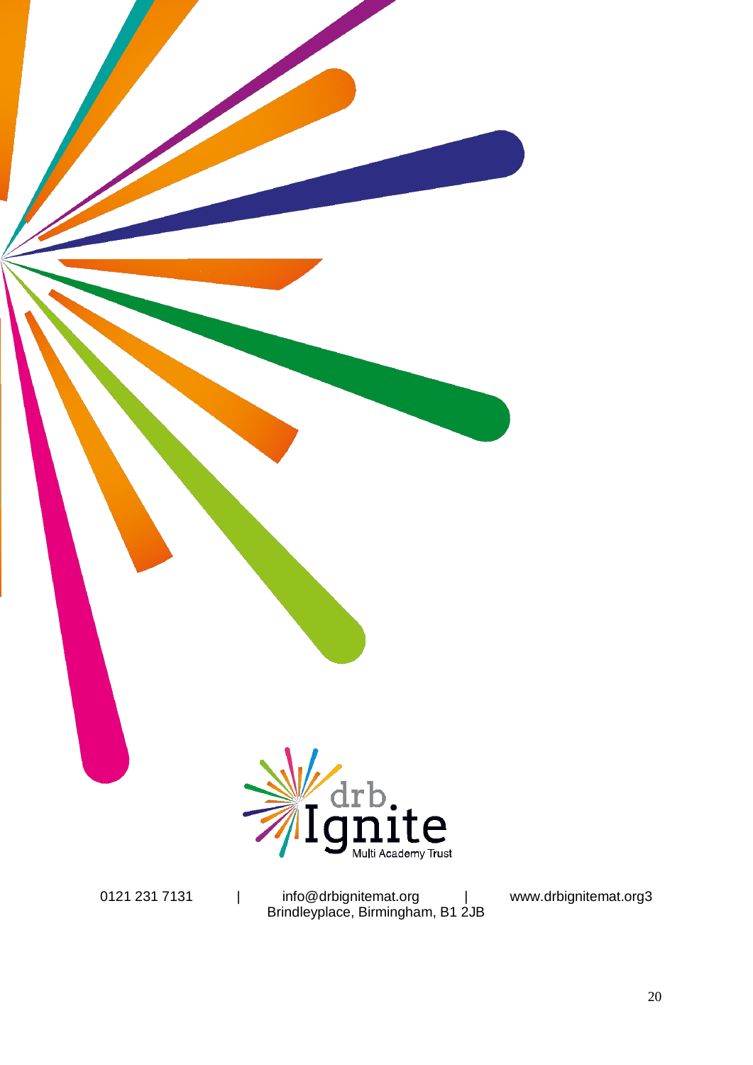drb Ignite Multi Academy Trust

0121 231 7131 | info@drbignitemat.org | www.drbignitemat.org3
Brindleyplace, Birmingham, B1 2JB